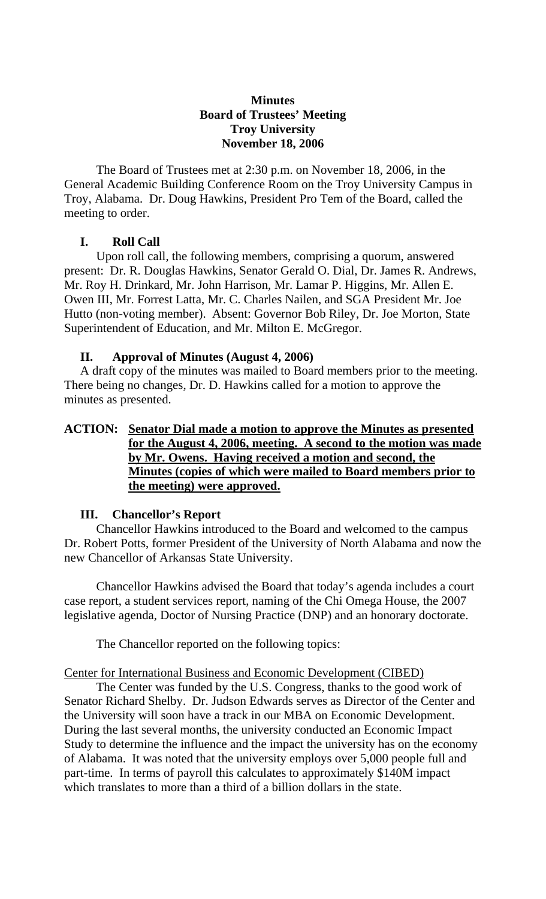**Minutes**
**Board of Trustees' Meeting**
**Troy University**
**November 18, 2006**

The Board of Trustees met at 2:30 p.m. on November 18, 2006, in the General Academic Building Conference Room on the Troy University Campus in Troy, Alabama. Dr. Doug Hawkins, President Pro Tem of the Board, called the meeting to order.

## I. Roll Call

Upon roll call, the following members, comprising a quorum, answered present: Dr. R. Douglas Hawkins, Senator Gerald O. Dial, Dr. James R. Andrews, Mr. Roy H. Drinkard, Mr. John Harrison, Mr. Lamar P. Higgins, Mr. Allen E. Owen III, Mr. Forrest Latta, Mr. C. Charles Nailen, and SGA President Mr. Joe Hutto (non-voting member). Absent: Governor Bob Riley, Dr. Joe Morton, State Superintendent of Education, and Mr. Milton E. McGregor.

## II. Approval of Minutes (August 4, 2006)

A draft copy of the minutes was mailed to Board members prior to the meeting. There being no changes, Dr. D. Hawkins called for a motion to approve the minutes as presented.

**ACTION: Senator Dial made a motion to approve the Minutes as presented for the August 4, 2006, meeting. A second to the motion was made by Mr. Owens. Having received a motion and second, the Minutes (copies of which were mailed to Board members prior to the meeting) were approved.**

## III. Chancellor's Report

Chancellor Hawkins introduced to the Board and welcomed to the campus Dr. Robert Potts, former President of the University of North Alabama and now the new Chancellor of Arkansas State University.

Chancellor Hawkins advised the Board that today's agenda includes a court case report, a student services report, naming of the Chi Omega House, the 2007 legislative agenda, Doctor of Nursing Practice (DNP) and an honorary doctorate.

The Chancellor reported on the following topics:

Center for International Business and Economic Development (CIBED)

The Center was funded by the U.S. Congress, thanks to the good work of Senator Richard Shelby. Dr. Judson Edwards serves as Director of the Center and the University will soon have a track in our MBA on Economic Development. During the last several months, the university conducted an Economic Impact Study to determine the influence and the impact the university has on the economy of Alabama. It was noted that the university employs over 5,000 people full and part-time. In terms of payroll this calculates to approximately \$140M impact which translates to more than a third of a billion dollars in the state.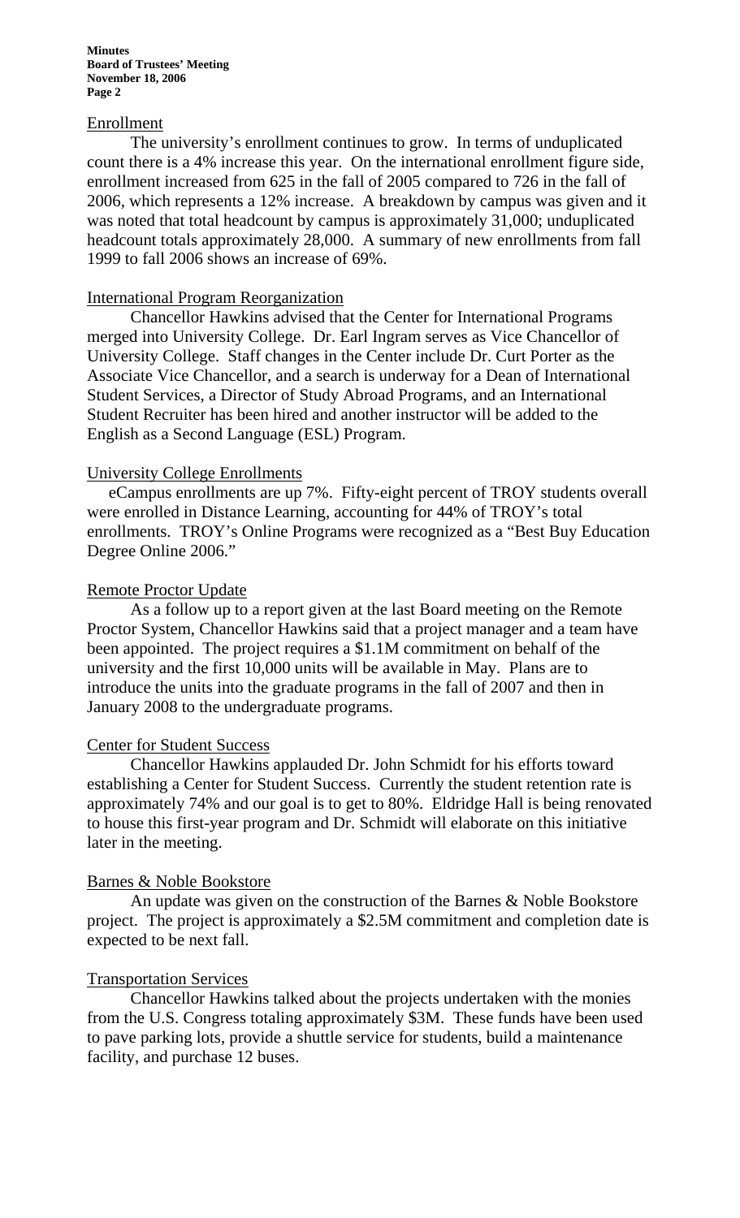## Enrollment

The university's enrollment continues to grow. In terms of unduplicated count there is a 4% increase this year. On the international enrollment figure side, enrollment increased from 625 in the fall of 2005 compared to 726 in the fall of 2006, which represents a 12% increase. A breakdown by campus was given and it was noted that total headcount by campus is approximately 31,000; unduplicated headcount totals approximately 28,000. A summary of new enrollments from fall 1999 to fall 2006 shows an increase of 69%.

## International Program Reorganization

Chancellor Hawkins advised that the Center for International Programs merged into University College. Dr. Earl Ingram serves as Vice Chancellor of University College. Staff changes in the Center include Dr. Curt Porter as the Associate Vice Chancellor, and a search is underway for a Dean of International Student Services, a Director of Study Abroad Programs, and an International Student Recruiter has been hired and another instructor will be added to the English as a Second Language (ESL) Program.

## University College Enrollments

eCampus enrollments are up 7%. Fifty-eight percent of TROY students overall were enrolled in Distance Learning, accounting for 44% of TROY's total enrollments. TROY's Online Programs were recognized as a "Best Buy Education Degree Online 2006."

## Remote Proctor Update

As a follow up to a report given at the last Board meeting on the Remote Proctor System, Chancellor Hawkins said that a project manager and a team have been appointed. The project requires a $1.1M commitment on behalf of the university and the first 10,000 units will be available in May. Plans are to introduce the units into the graduate programs in the fall of 2007 and then in January 2008 to the undergraduate programs.

## Center for Student Success

Chancellor Hawkins applauded Dr. John Schmidt for his efforts toward establishing a Center for Student Success. Currently the student retention rate is approximately 74% and our goal is to get to 80%. Eldridge Hall is being renovated to house this first-year program and Dr. Schmidt will elaborate on this initiative later in the meeting.

## Barnes & Noble Bookstore

An update was given on the construction of the Barnes & Noble Bookstore project. The project is approximately a $2.5M commitment and completion date is expected to be next fall.

## Transportation Services

Chancellor Hawkins talked about the projects undertaken with the monies from the U.S. Congress totaling approximately $3M. These funds have been used to pave parking lots, provide a shuttle service for students, build a maintenance facility, and purchase 12 buses.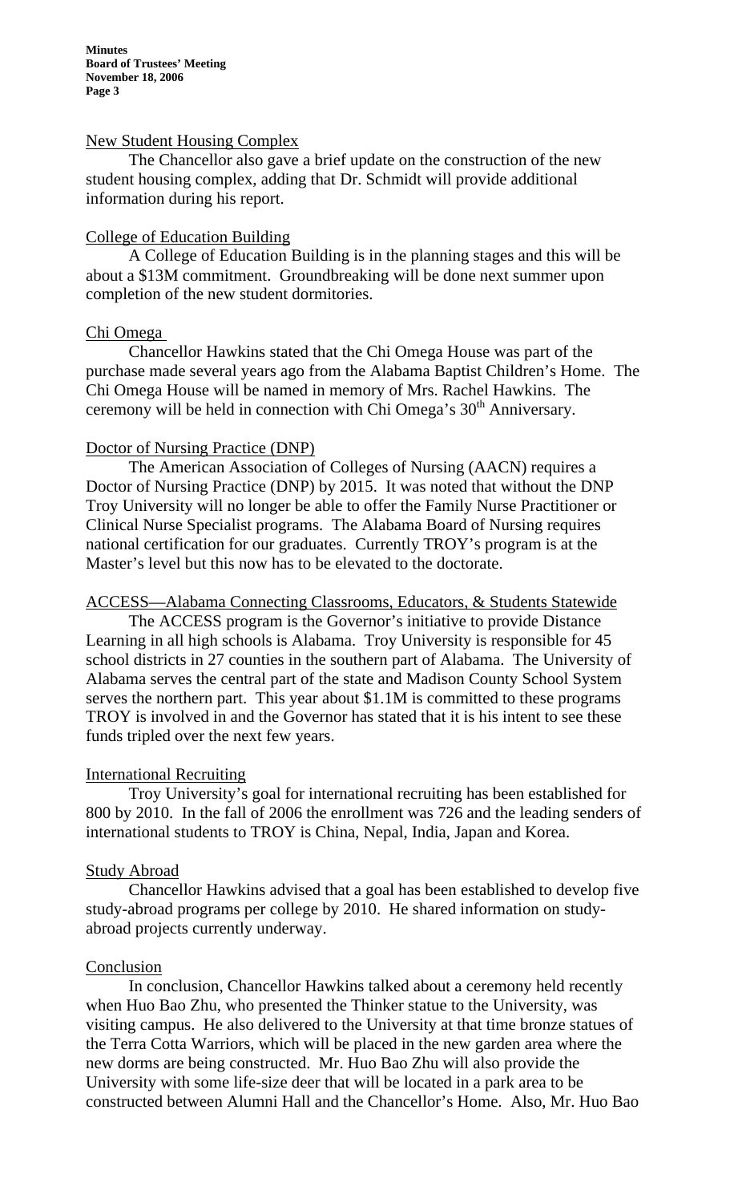## New Student Housing Complex

The Chancellor also gave a brief update on the construction of the new student housing complex, adding that Dr. Schmidt will provide additional information during his report.

## College of Education Building

A College of Education Building is in the planning stages and this will be about a $13M commitment. Groundbreaking will be done next summer upon completion of the new student dormitories.

## Chi Omega

Chancellor Hawkins stated that the Chi Omega House was part of the purchase made several years ago from the Alabama Baptist Children's Home. The Chi Omega House will be named in memory of Mrs. Rachel Hawkins. The ceremony will be held in connection with Chi Omega's 30th Anniversary.

## Doctor of Nursing Practice (DNP)

The American Association of Colleges of Nursing (AACN) requires a Doctor of Nursing Practice (DNP) by 2015. It was noted that without the DNP Troy University will no longer be able to offer the Family Nurse Practitioner or Clinical Nurse Specialist programs. The Alabama Board of Nursing requires national certification for our graduates. Currently TROY's program is at the Master's level but this now has to be elevated to the doctorate.

## ACCESS—Alabama Connecting Classrooms, Educators, & Students Statewide

The ACCESS program is the Governor's initiative to provide Distance Learning in all high schools is Alabama. Troy University is responsible for 45 school districts in 27 counties in the southern part of Alabama. The University of Alabama serves the central part of the state and Madison County School System serves the northern part. This year about $1.1M is committed to these programs TROY is involved in and the Governor has stated that it is his intent to see these funds tripled over the next few years.

## International Recruiting

Troy University's goal for international recruiting has been established for 800 by 2010. In the fall of 2006 the enrollment was 726 and the leading senders of international students to TROY is China, Nepal, India, Japan and Korea.

## Study Abroad

Chancellor Hawkins advised that a goal has been established to develop five study-abroad programs per college by 2010. He shared information on study-abroad projects currently underway.

## Conclusion

In conclusion, Chancellor Hawkins talked about a ceremony held recently when Huo Bao Zhu, who presented the Thinker statue to the University, was visiting campus. He also delivered to the University at that time bronze statues of the Terra Cotta Warriors, which will be placed in the new garden area where the new dorms are being constructed. Mr. Huo Bao Zhu will also provide the University with some life-size deer that will be located in a park area to be constructed between Alumni Hall and the Chancellor's Home. Also, Mr. Huo Bao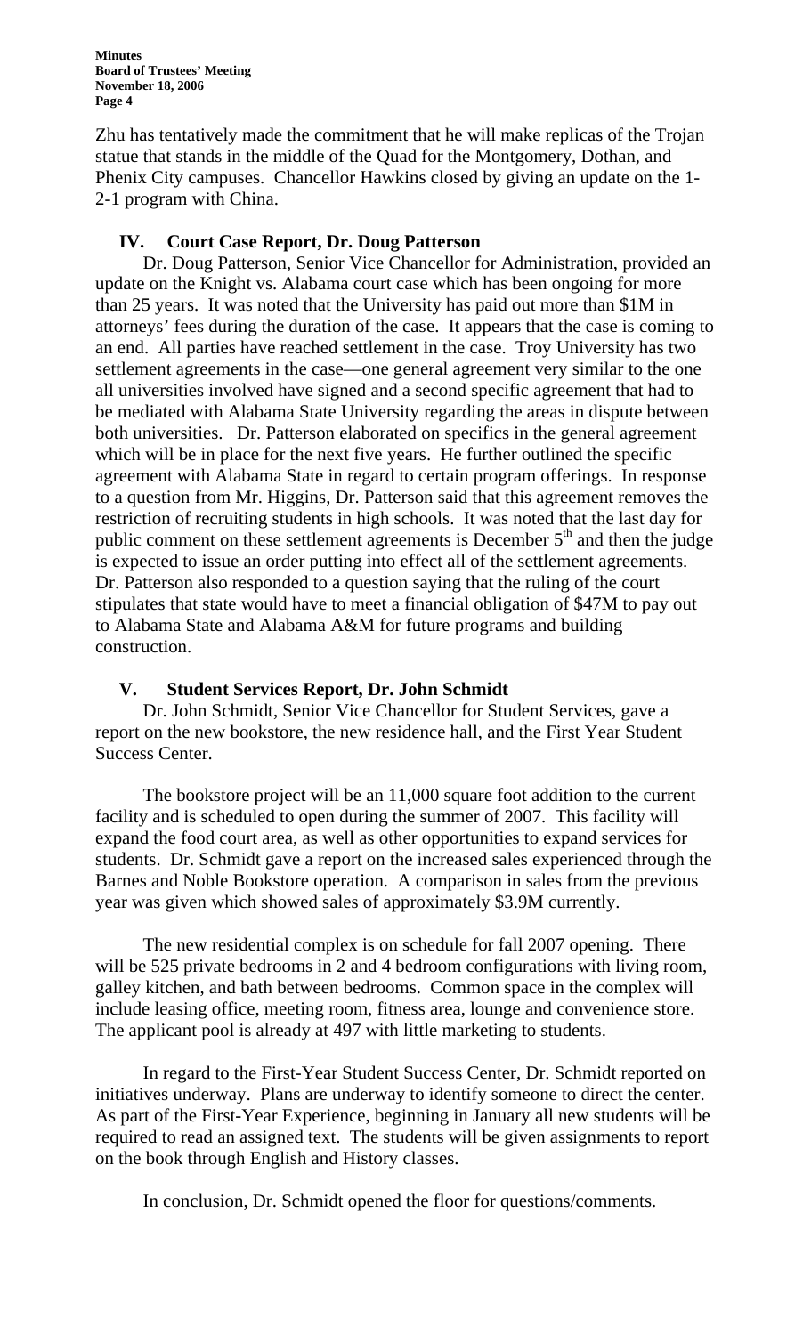Zhu has tentatively made the commitment that he will make replicas of the Trojan statue that stands in the middle of the Quad for the Montgomery, Dothan, and Phenix City campuses. Chancellor Hawkins closed by giving an update on the 1-2-1 program with China.

## IV. Court Case Report, Dr. Doug Patterson

Dr. Doug Patterson, Senior Vice Chancellor for Administration, provided an update on the Knight vs. Alabama court case which has been ongoing for more than 25 years. It was noted that the University has paid out more than $1M in attorneys' fees during the duration of the case. It appears that the case is coming to an end. All parties have reached settlement in the case. Troy University has two settlement agreements in the case—one general agreement very similar to the one all universities involved have signed and a second specific agreement that had to be mediated with Alabama State University regarding the areas in dispute between both universities. Dr. Patterson elaborated on specifics in the general agreement which will be in place for the next five years. He further outlined the specific agreement with Alabama State in regard to certain program offerings. In response to a question from Mr. Higgins, Dr. Patterson said that this agreement removes the restriction of recruiting students in high schools. It was noted that the last day for public comment on these settlement agreements is December 5th and then the judge is expected to issue an order putting into effect all of the settlement agreements. Dr. Patterson also responded to a question saying that the ruling of the court stipulates that state would have to meet a financial obligation of $47M to pay out to Alabama State and Alabama A&M for future programs and building construction.

## V. Student Services Report, Dr. John Schmidt

Dr. John Schmidt, Senior Vice Chancellor for Student Services, gave a report on the new bookstore, the new residence hall, and the First Year Student Success Center.

The bookstore project will be an 11,000 square foot addition to the current facility and is scheduled to open during the summer of 2007. This facility will expand the food court area, as well as other opportunities to expand services for students. Dr. Schmidt gave a report on the increased sales experienced through the Barnes and Noble Bookstore operation. A comparison in sales from the previous year was given which showed sales of approximately $3.9M currently.

The new residential complex is on schedule for fall 2007 opening. There will be 525 private bedrooms in 2 and 4 bedroom configurations with living room, galley kitchen, and bath between bedrooms. Common space in the complex will include leasing office, meeting room, fitness area, lounge and convenience store. The applicant pool is already at 497 with little marketing to students.

In regard to the First-Year Student Success Center, Dr. Schmidt reported on initiatives underway. Plans are underway to identify someone to direct the center. As part of the First-Year Experience, beginning in January all new students will be required to read an assigned text. The students will be given assignments to report on the book through English and History classes.

In conclusion, Dr. Schmidt opened the floor for questions/comments.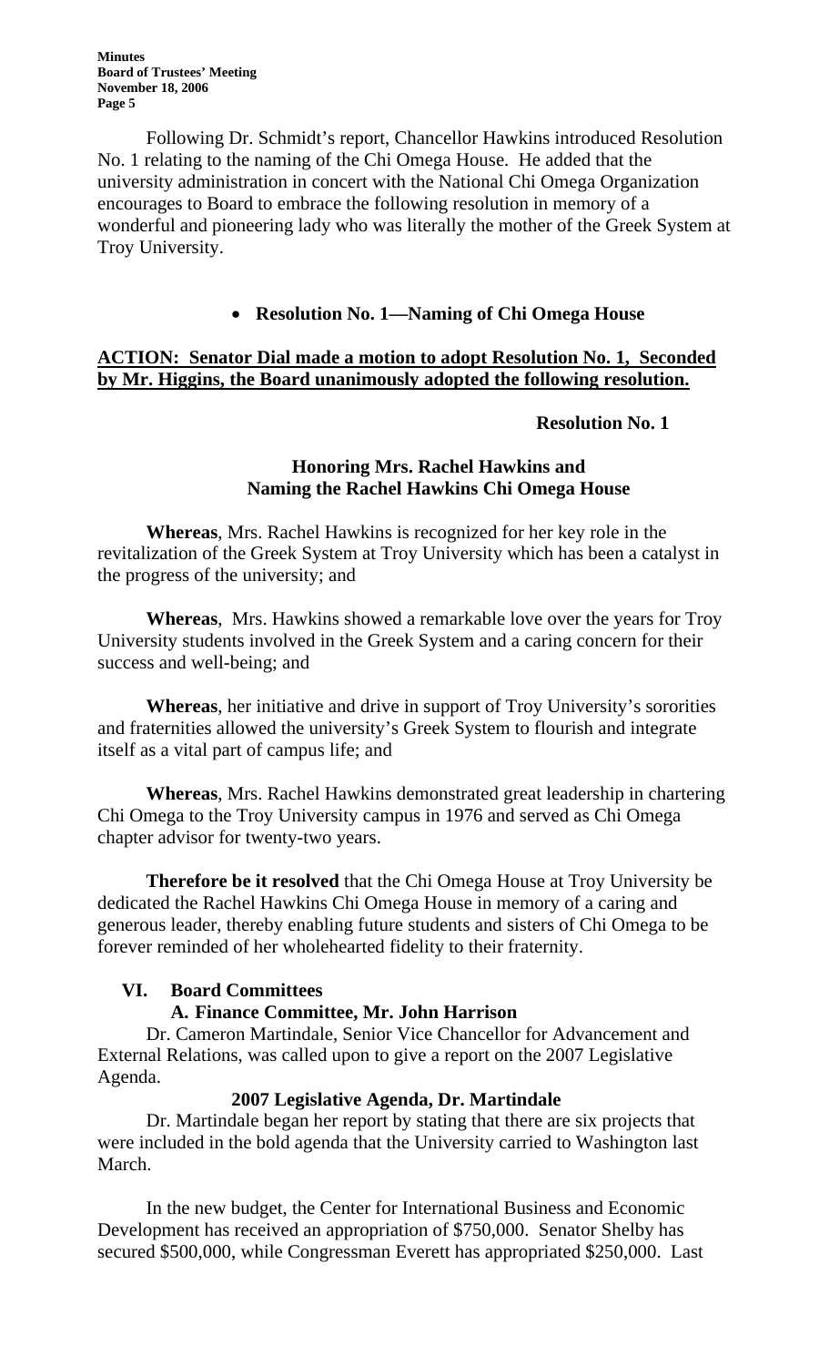Following Dr. Schmidt's report, Chancellor Hawkins introduced Resolution No. 1 relating to the naming of the Chi Omega House. He added that the university administration in concert with the National Chi Omega Organization encourages to Board to embrace the following resolution in memory of a wonderful and pioneering lady who was literally the mother of the Greek System at Troy University.

- **Resolution No. 1—Naming of Chi Omega House**

**ACTION: Senator Dial made a motion to adopt Resolution No. 1, Seconded by Mr. Higgins, the Board unanimously adopted the following resolution.**

**Resolution No. 1**

**Honoring Mrs. Rachel Hawkins and Naming the Rachel Hawkins Chi Omega House**

**Whereas**, Mrs. Rachel Hawkins is recognized for her key role in the revitalization of the Greek System at Troy University which has been a catalyst in the progress of the university; and

**Whereas**, Mrs. Hawkins showed a remarkable love over the years for Troy University students involved in the Greek System and a caring concern for their success and well-being; and

**Whereas**, her initiative and drive in support of Troy University's sororities and fraternities allowed the university's Greek System to flourish and integrate itself as a vital part of campus life; and

**Whereas**, Mrs. Rachel Hawkins demonstrated great leadership in chartering Chi Omega to the Troy University campus in 1976 and served as Chi Omega chapter advisor for twenty-two years.

**Therefore be it resolved** that the Chi Omega House at Troy University be dedicated the Rachel Hawkins Chi Omega House in memory of a caring and generous leader, thereby enabling future students and sisters of Chi Omega to be forever reminded of her wholehearted fidelity to their fraternity.

## VI. Board Committees

### A. Finance Committee, Mr. John Harrison

Dr. Cameron Martindale, Senior Vice Chancellor for Advancement and External Relations, was called upon to give a report on the 2007 Legislative Agenda.

**2007 Legislative Agenda, Dr. Martindale**

Dr. Martindale began her report by stating that there are six projects that were included in the bold agenda that the University carried to Washington last March.

In the new budget, the Center for International Business and Economic Development has received an appropriation of $750,000. Senator Shelby has secured $500,000, while Congressman Everett has appropriated $250,000. Last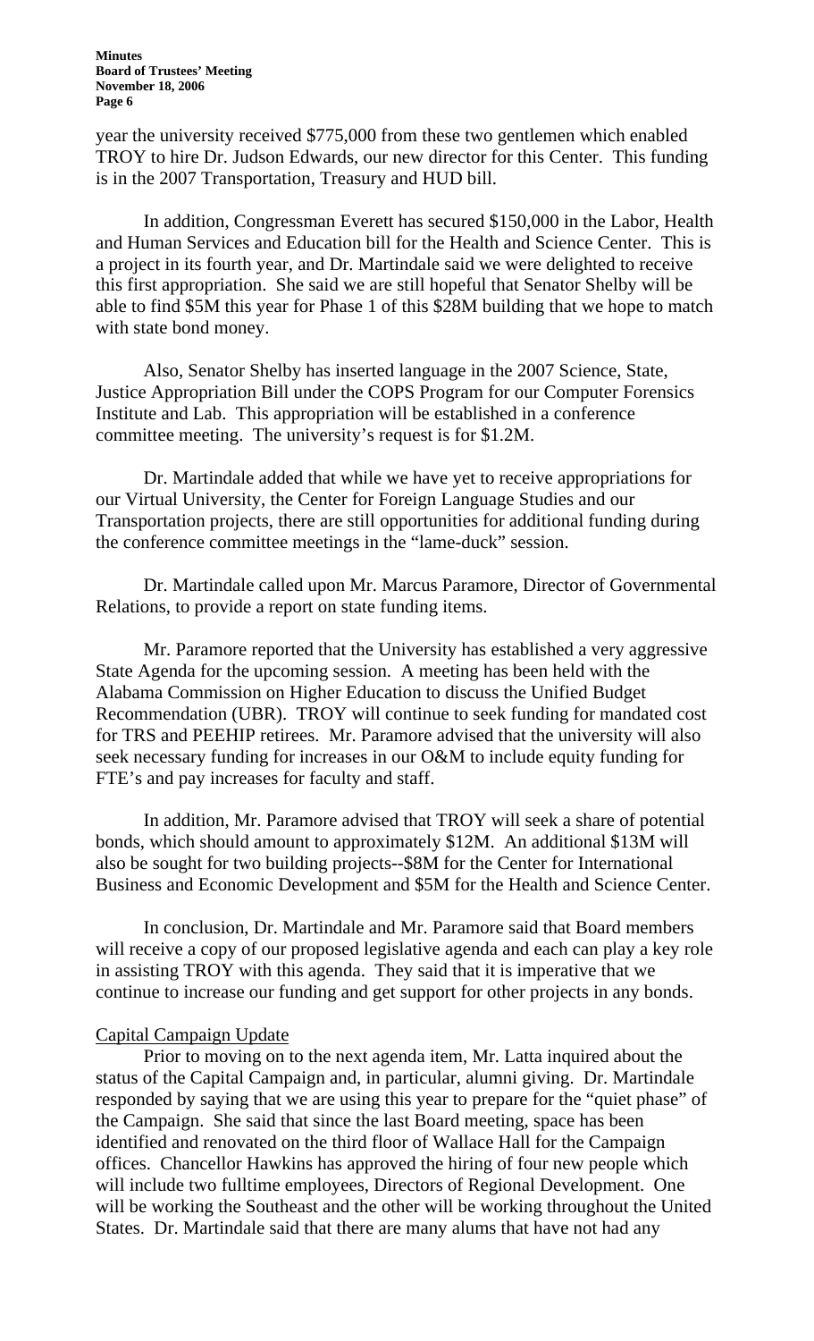year the university received $775,000 from these two gentlemen which enabled TROY to hire Dr. Judson Edwards, our new director for this Center. This funding is in the 2007 Transportation, Treasury and HUD bill.

In addition, Congressman Everett has secured $150,000 in the Labor, Health and Human Services and Education bill for the Health and Science Center. This is a project in its fourth year, and Dr. Martindale said we were delighted to receive this first appropriation. She said we are still hopeful that Senator Shelby will be able to find $5M this year for Phase 1 of this $28M building that we hope to match with state bond money.

Also, Senator Shelby has inserted language in the 2007 Science, State, Justice Appropriation Bill under the COPS Program for our Computer Forensics Institute and Lab. This appropriation will be established in a conference committee meeting. The university's request is for $1.2M.

Dr. Martindale added that while we have yet to receive appropriations for our Virtual University, the Center for Foreign Language Studies and our Transportation projects, there are still opportunities for additional funding during the conference committee meetings in the "lame-duck" session.

Dr. Martindale called upon Mr. Marcus Paramore, Director of Governmental Relations, to provide a report on state funding items.

Mr. Paramore reported that the University has established a very aggressive State Agenda for the upcoming session. A meeting has been held with the Alabama Commission on Higher Education to discuss the Unified Budget Recommendation (UBR). TROY will continue to seek funding for mandated cost for TRS and PEEHIP retirees. Mr. Paramore advised that the university will also seek necessary funding for increases in our O&M to include equity funding for FTE's and pay increases for faculty and staff.

In addition, Mr. Paramore advised that TROY will seek a share of potential bonds, which should amount to approximately $12M. An additional $13M will also be sought for two building projects--$8M for the Center for International Business and Economic Development and $5M for the Health and Science Center.

In conclusion, Dr. Martindale and Mr. Paramore said that Board members will receive a copy of our proposed legislative agenda and each can play a key role in assisting TROY with this agenda. They said that it is imperative that we continue to increase our funding and get support for other projects in any bonds.

## Capital Campaign Update

Prior to moving on to the next agenda item, Mr. Latta inquired about the status of the Capital Campaign and, in particular, alumni giving. Dr. Martindale responded by saying that we are using this year to prepare for the "quiet phase" of the Campaign. She said that since the last Board meeting, space has been identified and renovated on the third floor of Wallace Hall for the Campaign offices. Chancellor Hawkins has approved the hiring of four new people which will include two fulltime employees, Directors of Regional Development. One will be working the Southeast and the other will be working throughout the United States. Dr. Martindale said that there are many alums that have not had any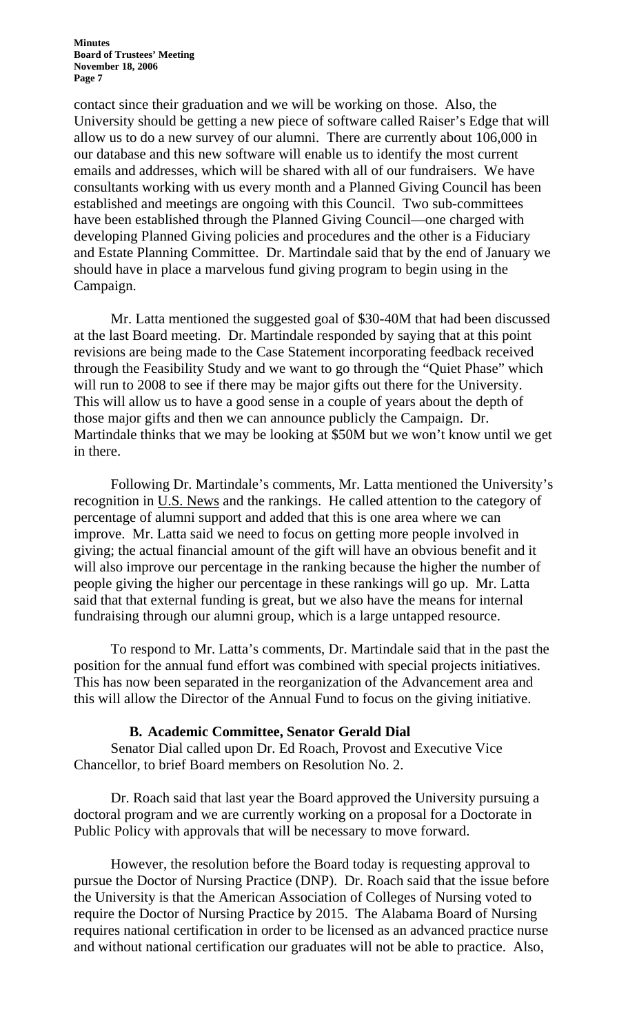contact since their graduation and we will be working on those. Also, the University should be getting a new piece of software called Raiser's Edge that will allow us to do a new survey of our alumni. There are currently about 106,000 in our database and this new software will enable us to identify the most current emails and addresses, which will be shared with all of our fundraisers. We have consultants working with us every month and a Planned Giving Council has been established and meetings are ongoing with this Council. Two sub-committees have been established through the Planned Giving Council—one charged with developing Planned Giving policies and procedures and the other is a Fiduciary and Estate Planning Committee. Dr. Martindale said that by the end of January we should have in place a marvelous fund giving program to begin using in the Campaign.

Mr. Latta mentioned the suggested goal of $30-40M that had been discussed at the last Board meeting. Dr. Martindale responded by saying that at this point revisions are being made to the Case Statement incorporating feedback received through the Feasibility Study and we want to go through the "Quiet Phase" which will run to 2008 to see if there may be major gifts out there for the University. This will allow us to have a good sense in a couple of years about the depth of those major gifts and then we can announce publicly the Campaign. Dr. Martindale thinks that we may be looking at $50M but we won't know until we get in there.

Following Dr. Martindale's comments, Mr. Latta mentioned the University's recognition in U.S. News and the rankings. He called attention to the category of percentage of alumni support and added that this is one area where we can improve. Mr. Latta said we need to focus on getting more people involved in giving; the actual financial amount of the gift will have an obvious benefit and it will also improve our percentage in the ranking because the higher the number of people giving the higher our percentage in these rankings will go up. Mr. Latta said that that external funding is great, but we also have the means for internal fundraising through our alumni group, which is a large untapped resource.

To respond to Mr. Latta's comments, Dr. Martindale said that in the past the position for the annual fund effort was combined with special projects initiatives. This has now been separated in the reorganization of the Advancement area and this will allow the Director of the Annual Fund to focus on the giving initiative.

### B. Academic Committee, Senator Gerald Dial

Senator Dial called upon Dr. Ed Roach, Provost and Executive Vice Chancellor, to brief Board members on Resolution No. 2.

Dr. Roach said that last year the Board approved the University pursuing a doctoral program and we are currently working on a proposal for a Doctorate in Public Policy with approvals that will be necessary to move forward.

However, the resolution before the Board today is requesting approval to pursue the Doctor of Nursing Practice (DNP). Dr. Roach said that the issue before the University is that the American Association of Colleges of Nursing voted to require the Doctor of Nursing Practice by 2015. The Alabama Board of Nursing requires national certification in order to be licensed as an advanced practice nurse and without national certification our graduates will not be able to practice. Also,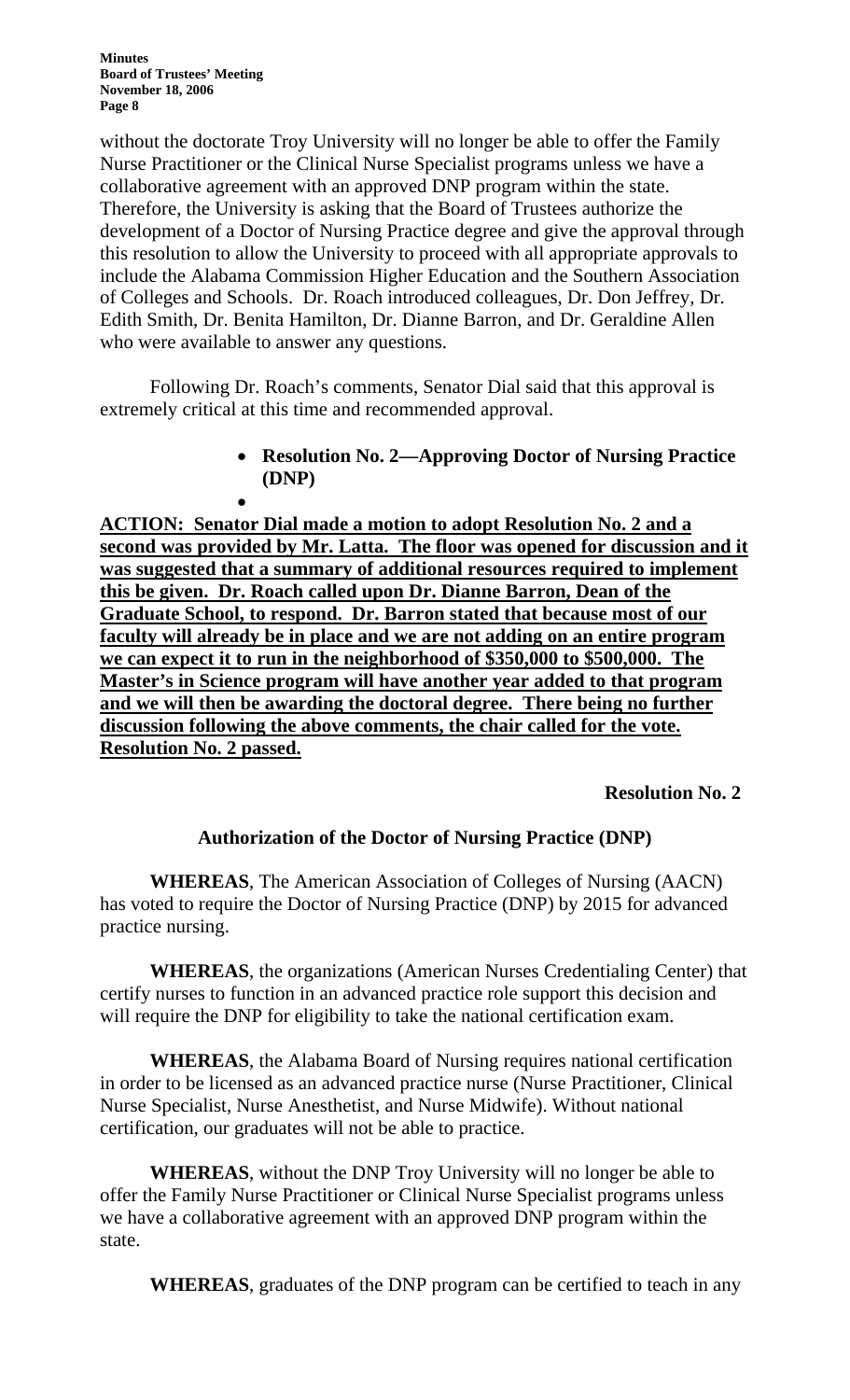without the doctorate Troy University will no longer be able to offer the Family Nurse Practitioner or the Clinical Nurse Specialist programs unless we have a collaborative agreement with an approved DNP program within the state. Therefore, the University is asking that the Board of Trustees authorize the development of a Doctor of Nursing Practice degree and give the approval through this resolution to allow the University to proceed with all appropriate approvals to include the Alabama Commission Higher Education and the Southern Association of Colleges and Schools. Dr. Roach introduced colleagues, Dr. Don Jeffrey, Dr. Edith Smith, Dr. Benita Hamilton, Dr. Dianne Barron, and Dr. Geraldine Allen who were available to answer any questions.

Following Dr. Roach's comments, Senator Dial said that this approval is extremely critical at this time and recommended approval.

- **Resolution No. 2—Approving Doctor of Nursing Practice (DNP)**

**ACTION: Senator Dial made a motion to adopt Resolution No. 2 and a second was provided by Mr. Latta. The floor was opened for discussion and it was suggested that a summary of additional resources required to implement this be given. Dr. Roach called upon Dr. Dianne Barron, Dean of the Graduate School, to respond. Dr. Barron stated that because most of our faculty will already be in place and we are not adding on an entire program we can expect it to run in the neighborhood of $350,000 to $500,000. The Master's in Science program will have another year added to that program and we will then be awarding the doctoral degree. There being no further discussion following the above comments, the chair called for the vote. Resolution No. 2 passed.**

**Resolution No. 2**

**Authorization of the Doctor of Nursing Practice (DNP)**

**WHEREAS**, The American Association of Colleges of Nursing (AACN) has voted to require the Doctor of Nursing Practice (DNP) by 2015 for advanced practice nursing.

**WHEREAS**, the organizations (American Nurses Credentialing Center) that certify nurses to function in an advanced practice role support this decision and will require the DNP for eligibility to take the national certification exam.

**WHEREAS**, the Alabama Board of Nursing requires national certification in order to be licensed as an advanced practice nurse (Nurse Practitioner, Clinical Nurse Specialist, Nurse Anesthetist, and Nurse Midwife). Without national certification, our graduates will not be able to practice.

**WHEREAS**, without the DNP Troy University will no longer be able to offer the Family Nurse Practitioner or Clinical Nurse Specialist programs unless we have a collaborative agreement with an approved DNP program within the state.

**WHEREAS**, graduates of the DNP program can be certified to teach in any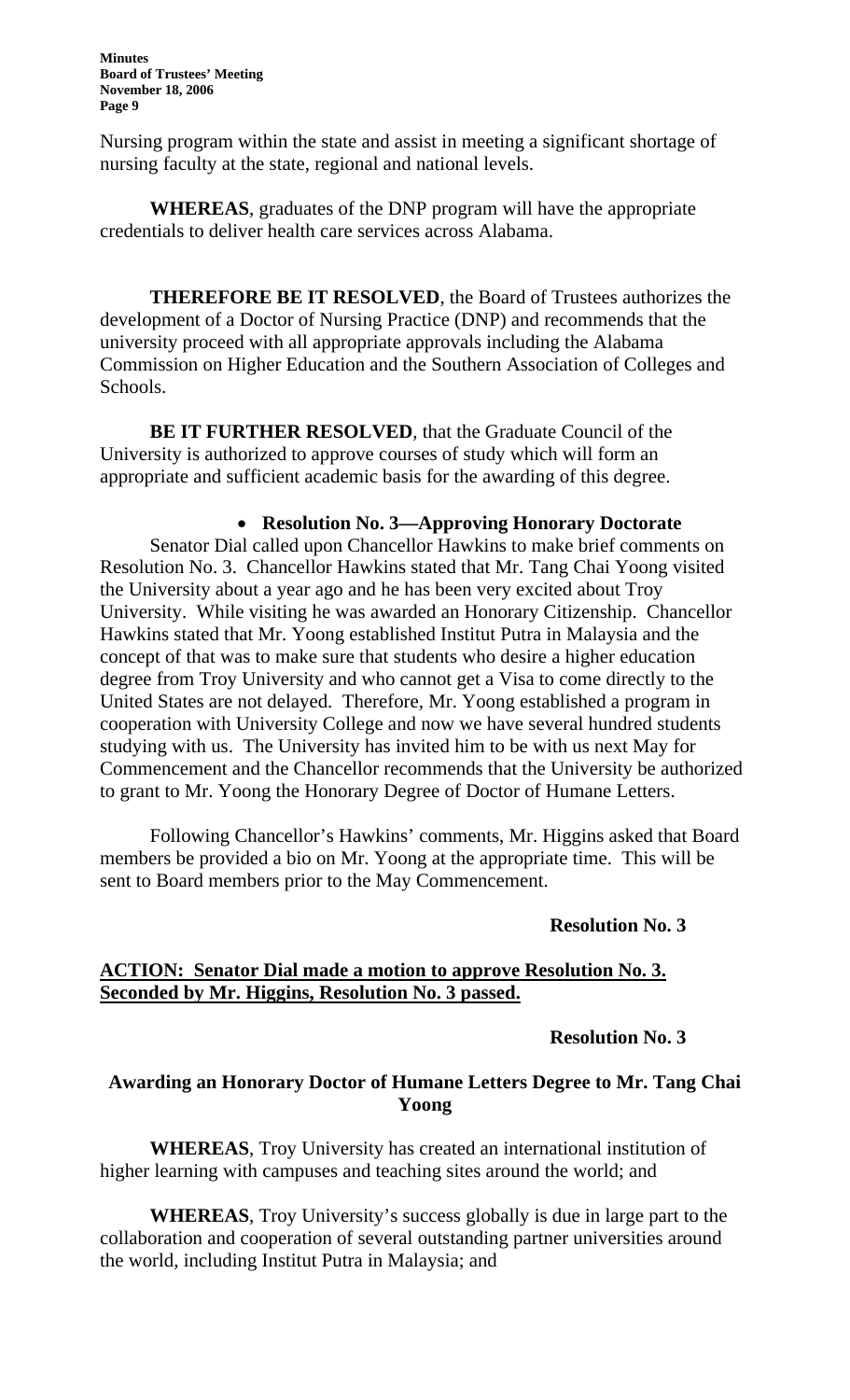Nursing program within the state and assist in meeting a significant shortage of nursing faculty at the state, regional and national levels.

**WHEREAS**, graduates of the DNP program will have the appropriate credentials to deliver health care services across Alabama.

**THEREFORE BE IT RESOLVED**, the Board of Trustees authorizes the development of a Doctor of Nursing Practice (DNP) and recommends that the university proceed with all appropriate approvals including the Alabama Commission on Higher Education and the Southern Association of Colleges and Schools.

**BE IT FURTHER RESOLVED**, that the Graduate Council of the University is authorized to approve courses of study which will form an appropriate and sufficient academic basis for the awarding of this degree.

- **Resolution No. 3—Approving Honorary Doctorate**

Senator Dial called upon Chancellor Hawkins to make brief comments on Resolution No. 3. Chancellor Hawkins stated that Mr. Tang Chai Yoong visited the University about a year ago and he has been very excited about Troy University. While visiting he was awarded an Honorary Citizenship. Chancellor Hawkins stated that Mr. Yoong established Institut Putra in Malaysia and the concept of that was to make sure that students who desire a higher education degree from Troy University and who cannot get a Visa to come directly to the United States are not delayed. Therefore, Mr. Yoong established a program in cooperation with University College and now we have several hundred students studying with us. The University has invited him to be with us next May for Commencement and the Chancellor recommends that the University be authorized to grant to Mr. Yoong the Honorary Degree of Doctor of Humane Letters.

Following Chancellor's Hawkins' comments, Mr. Higgins asked that Board members be provided a bio on Mr. Yoong at the appropriate time. This will be sent to Board members prior to the May Commencement.

**Resolution No. 3**

**ACTION: Senator Dial made a motion to approve Resolution No. 3. Seconded by Mr. Higgins, Resolution No. 3 passed.**

**Resolution No. 3**

**Awarding an Honorary Doctor of Humane Letters Degree to Mr. Tang Chai Yoong**

**WHEREAS**, Troy University has created an international institution of higher learning with campuses and teaching sites around the world; and

**WHEREAS**, Troy University's success globally is due in large part to the collaboration and cooperation of several outstanding partner universities around the world, including Institut Putra in Malaysia; and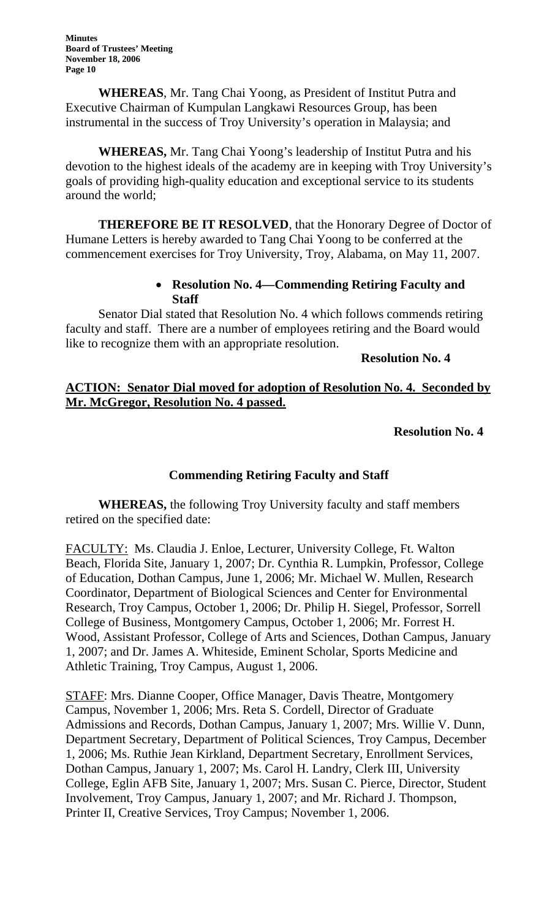**WHEREAS**, Mr. Tang Chai Yoong, as President of Institut Putra and Executive Chairman of Kumpulan Langkawi Resources Group, has been instrumental in the success of Troy University's operation in Malaysia; and

**WHEREAS,** Mr. Tang Chai Yoong's leadership of Institut Putra and his devotion to the highest ideals of the academy are in keeping with Troy University's goals of providing high-quality education and exceptional service to its students around the world;

**THEREFORE BE IT RESOLVED**, that the Honorary Degree of Doctor of Humane Letters is hereby awarded to Tang Chai Yoong to be conferred at the commencement exercises for Troy University, Troy, Alabama, on May 11, 2007.

- **Resolution No. 4—Commending Retiring Faculty and Staff**

Senator Dial stated that Resolution No. 4 which follows commends retiring faculty and staff. There are a number of employees retiring and the Board would like to recognize them with an appropriate resolution.

**Resolution No. 4**

**ACTION: Senator Dial moved for adoption of Resolution No. 4. Seconded by Mr. McGregor, Resolution No. 4 passed.**

**Resolution No. 4**

**Commending Retiring Faculty and Staff**

**WHEREAS,** the following Troy University faculty and staff members retired on the specified date:

FACULTY: Ms. Claudia J. Enloe, Lecturer, University College, Ft. Walton Beach, Florida Site, January 1, 2007; Dr. Cynthia R. Lumpkin, Professor, College of Education, Dothan Campus, June 1, 2006; Mr. Michael W. Mullen, Research Coordinator, Department of Biological Sciences and Center for Environmental Research, Troy Campus, October 1, 2006; Dr. Philip H. Siegel, Professor, Sorrell College of Business, Montgomery Campus, October 1, 2006; Mr. Forrest H. Wood, Assistant Professor, College of Arts and Sciences, Dothan Campus, January 1, 2007; and Dr. James A. Whiteside, Eminent Scholar, Sports Medicine and Athletic Training, Troy Campus, August 1, 2006.

STAFF: Mrs. Dianne Cooper, Office Manager, Davis Theatre, Montgomery Campus, November 1, 2006; Mrs. Reta S. Cordell, Director of Graduate Admissions and Records, Dothan Campus, January 1, 2007; Mrs. Willie V. Dunn, Department Secretary, Department of Political Sciences, Troy Campus, December 1, 2006; Ms. Ruthie Jean Kirkland, Department Secretary, Enrollment Services, Dothan Campus, January 1, 2007; Ms. Carol H. Landry, Clerk III, University College, Eglin AFB Site, January 1, 2007; Mrs. Susan C. Pierce, Director, Student Involvement, Troy Campus, January 1, 2007; and Mr. Richard J. Thompson, Printer II, Creative Services, Troy Campus; November 1, 2006.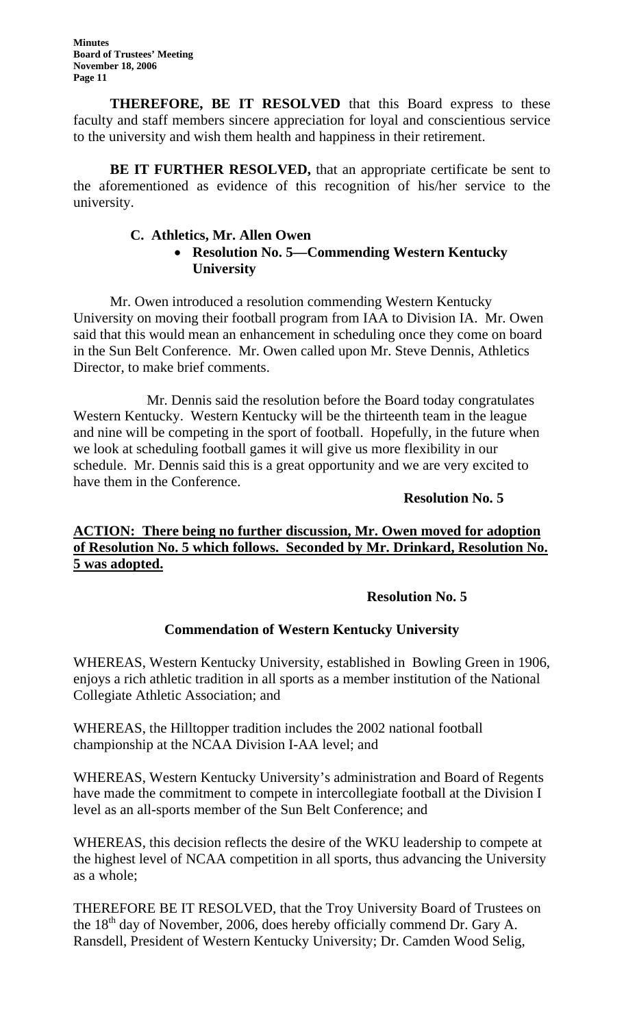**THEREFORE, BE IT RESOLVED** that this Board express to these faculty and staff members sincere appreciation for loyal and conscientious service to the university and wish them health and happiness in their retirement.

**BE IT FURTHER RESOLVED,** that an appropriate certificate be sent to the aforementioned as evidence of this recognition of his/her service to the university.

### C. Athletics, Mr. Allen Owen

- **Resolution No. 5—Commending Western Kentucky University**

Mr. Owen introduced a resolution commending Western Kentucky University on moving their football program from IAA to Division IA. Mr. Owen said that this would mean an enhancement in scheduling once they come on board in the Sun Belt Conference. Mr. Owen called upon Mr. Steve Dennis, Athletics Director, to make brief comments.

Mr. Dennis said the resolution before the Board today congratulates Western Kentucky. Western Kentucky will be the thirteenth team in the league and nine will be competing in the sport of football. Hopefully, in the future when we look at scheduling football games it will give us more flexibility in our schedule. Mr. Dennis said this is a great opportunity and we are very excited to have them in the Conference.

**Resolution No. 5**

**ACTION: There being no further discussion, Mr. Owen moved for adoption of Resolution No. 5 which follows. Seconded by Mr. Drinkard, Resolution No. 5 was adopted.**

**Resolution No. 5**

**Commendation of Western Kentucky University**

WHEREAS, Western Kentucky University, established in Bowling Green in 1906, enjoys a rich athletic tradition in all sports as a member institution of the National Collegiate Athletic Association; and

WHEREAS, the Hilltopper tradition includes the 2002 national football championship at the NCAA Division I-AA level; and

WHEREAS, Western Kentucky University's administration and Board of Regents have made the commitment to compete in intercollegiate football at the Division I level as an all-sports member of the Sun Belt Conference; and

WHEREAS, this decision reflects the desire of the WKU leadership to compete at the highest level of NCAA competition in all sports, thus advancing the University as a whole;

THEREFORE BE IT RESOLVED, that the Troy University Board of Trustees on the 18th day of November, 2006, does hereby officially commend Dr. Gary A. Ransdell, President of Western Kentucky University; Dr. Camden Wood Selig,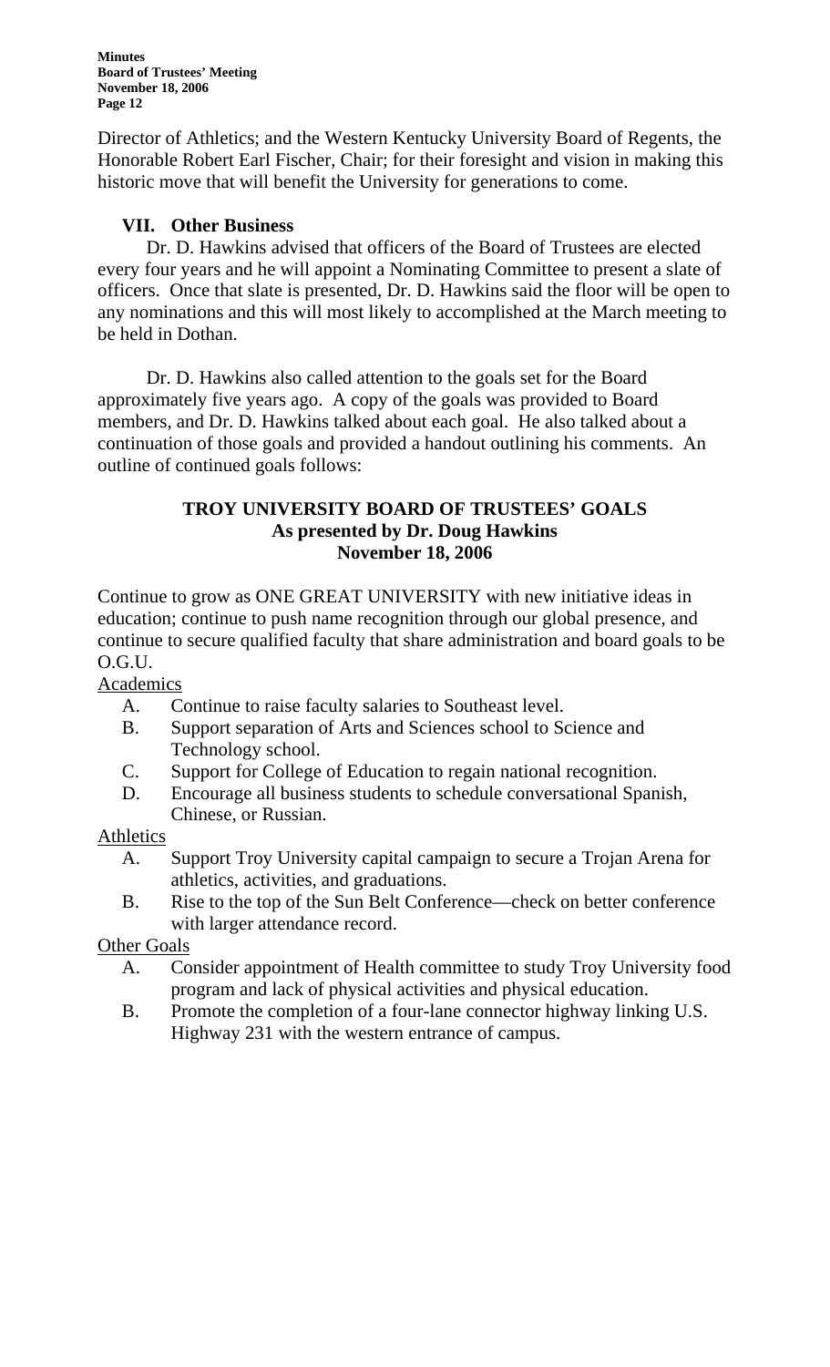Director of Athletics; and the Western Kentucky University Board of Regents, the Honorable Robert Earl Fischer, Chair; for their foresight and vision in making this historic move that will benefit the University for generations to come.

## VII. Other Business

Dr. D. Hawkins advised that officers of the Board of Trustees are elected every four years and he will appoint a Nominating Committee to present a slate of officers. Once that slate is presented, Dr. D. Hawkins said the floor will be open to any nominations and this will most likely to accomplished at the March meeting to be held in Dothan.

Dr. D. Hawkins also called attention to the goals set for the Board approximately five years ago. A copy of the goals was provided to Board members, and Dr. D. Hawkins talked about each goal. He also talked about a continuation of those goals and provided a handout outlining his comments. An outline of continued goals follows:

**TROY UNIVERSITY BOARD OF TRUSTEES' GOALS**
**As presented by Dr. Doug Hawkins**
**November 18, 2006**

Continue to grow as ONE GREAT UNIVERSITY with new initiative ideas in education; continue to push name recognition through our global presence, and continue to secure qualified faculty that share administration and board goals to be O.G.U.

<u>Academics</u>

- A. Continue to raise faculty salaries to Southeast level.
- B. Support separation of Arts and Sciences school to Science and Technology school.
- C. Support for College of Education to regain national recognition.
- D. Encourage all business students to schedule conversational Spanish, Chinese, or Russian.

<u>Athletics</u>

- A. Support Troy University capital campaign to secure a Trojan Arena for athletics, activities, and graduations.
- B. Rise to the top of the Sun Belt Conference—check on better conference with larger attendance record.

<u>Other Goals</u>

- A. Consider appointment of Health committee to study Troy University food program and lack of physical activities and physical education.
- B. Promote the completion of a four-lane connector highway linking U.S. Highway 231 with the western entrance of campus.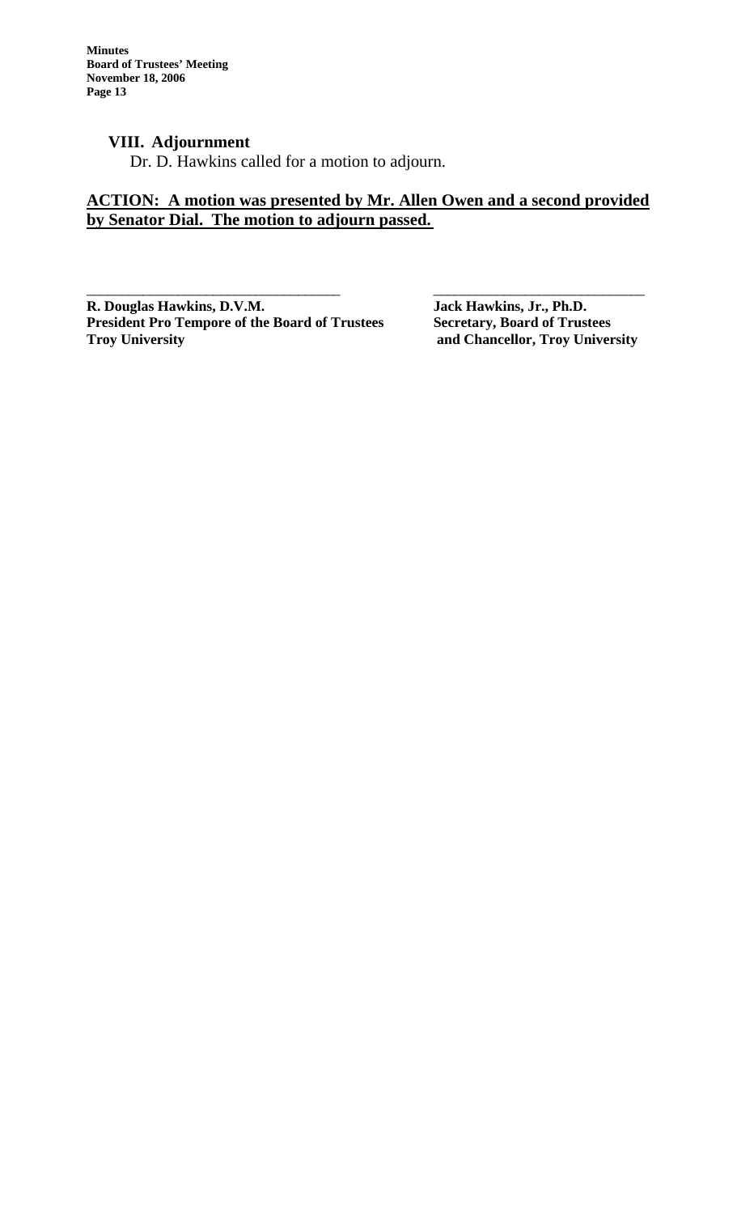## VIII. Adjournment

Dr. D. Hawkins called for a motion to adjourn.

**ACTION: A motion was presented by Mr. Allen Owen and a second provided by Senator Dial. The motion to adjourn passed.**

\_\_\_\_\_\_\_\_\_\_\_\_\_\_\_\_\_\_\_\_\_\_\_\_\_\_\_\_\_\_\_\_\_\_\_
**R. Douglas Hawkins, D.V.M.**
**President Pro Tempore of the Board of Trustees**
**Troy University**

\_\_\_\_\_\_\_\_\_\_\_\_\_\_\_\_\_\_\_\_\_\_\_\_\_\_\_\_\_\_\_\_\_\_\_
**Jack Hawkins, Jr., Ph.D.**
**Secretary, Board of Trustees**
**and Chancellor, Troy University**